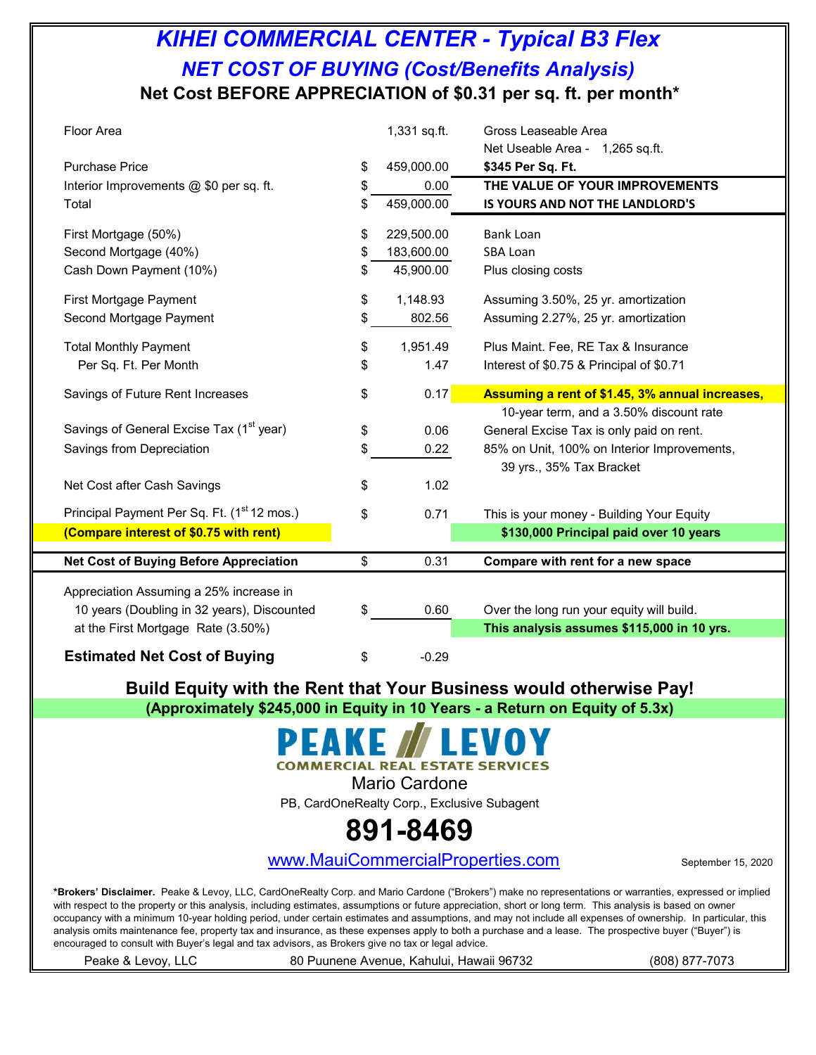# *KIHEI COMMERCIAL CENTER - Typical B3 Flex*

## *NET COST OF BUYING (Cost/Benefits Analysis)*

### Net Cost BEFORE APPRECIATION of $0.31 per sq. ft. per month*

| | | | |
|---|---|---|---|
| Floor Area | | 1,331 sq.ft. | Gross Leaseable Area<br>Net Useable Area - 1,265 sq.ft. |
| Purchase Price | $ | 459,000.00 | **$345 Per Sq. Ft.** |
| Interior Improvements @ $0 per sq. ft. | $ | 0.00 | **THE VALUE OF YOUR IMPROVEMENTS** |
| Total | $ | 459,000.00 | **IS YOURS AND NOT THE LANDLORD'S** |
| First Mortgage (50%) | $ | 229,500.00 | Bank Loan |
| Second Mortgage (40%) | $ | 183,600.00 | SBA Loan |
| Cash Down Payment (10%) | $ | 45,900.00 | Plus closing costs |
| First Mortgage Payment | $ | 1,148.93 | Assuming 3.50%, 25 yr. amortization |
| Second Mortgage Payment | $ | 802.56 | Assuming 2.27%, 25 yr. amortization |
| Total Monthly Payment | $ | 1,951.49 | Plus Maint. Fee, RE Tax & Insurance |
| Per Sq. Ft. Per Month | $ | 1.47 | Interest of $0.75 & Principal of $0.71 |
| Savings of Future Rent Increases | $ | 0.17 | **Assuming a rent of $1.45, 3% annual increases,** 10-year term, and a 3.50% discount rate |
| Savings of General Excise Tax (1st year) | $ | 0.06 | General Excise Tax is only paid on rent. |
| Savings from Depreciation | $ | 0.22 | 85% on Unit, 100% on Interior Improvements, 39 yrs., 35% Tax Bracket |
| Net Cost after Cash Savings | $ | 1.02 | |
| Principal Payment Per Sq. Ft. (1st 12 mos.) | $ | 0.71 | This is your money - Building Your Equity |
| **(Compare interest of $0.75 with rent)** | | | **$130,000 Principal paid over 10 years** |
| **Net Cost of Buying Before Appreciation** | $ | 0.31 | **Compare with rent for a new space** |
| Appreciation Assuming a 25% increase in 10 years (Doubling in 32 years), Discounted at the First Mortgage Rate (3.50%) | $ | 0.60 | Over the long run your equity will build.<br>**This analysis assumes $115,000 in 10 yrs.** |
| **Estimated Net Cost of Buying** | $ | -0.29 | |

**Build Equity with the Rent that Your Business would otherwise Pay!**

**(Approximately $245,000 in Equity in 10 Years - a Return on Equity of 5.3x)**

PEAKE LEVOY
COMMERCIAL REAL ESTATE SERVICES

Mario Cardone

PB, CardOneRealty Corp., Exclusive Subagent

# 891-8469

www.MauiCommercialProperties.com

September 15, 2020

***Brokers' Disclaimer.** Peake & Levoy, LLC, CardOneRealty Corp. and Mario Cardone ("Brokers") make no representations or warranties, expressed or implied with respect to the property or this analysis, including estimates, assumptions or future appreciation, short or long term. This analysis is based on owner occupancy with a minimum 10-year holding period, under certain estimates and assumptions, and may not include all expenses of ownership. In particular, this analysis omits maintenance fee, property tax and insurance, as these expenses apply to both a purchase and a lease. The prospective buyer ("Buyer") is encouraged to consult with Buyer's legal and tax advisors, as Brokers give no tax or legal advice.

Peake & Levoy, LLC — 80 Puunene Avenue, Kahului, Hawaii 96732 — (808) 877-7073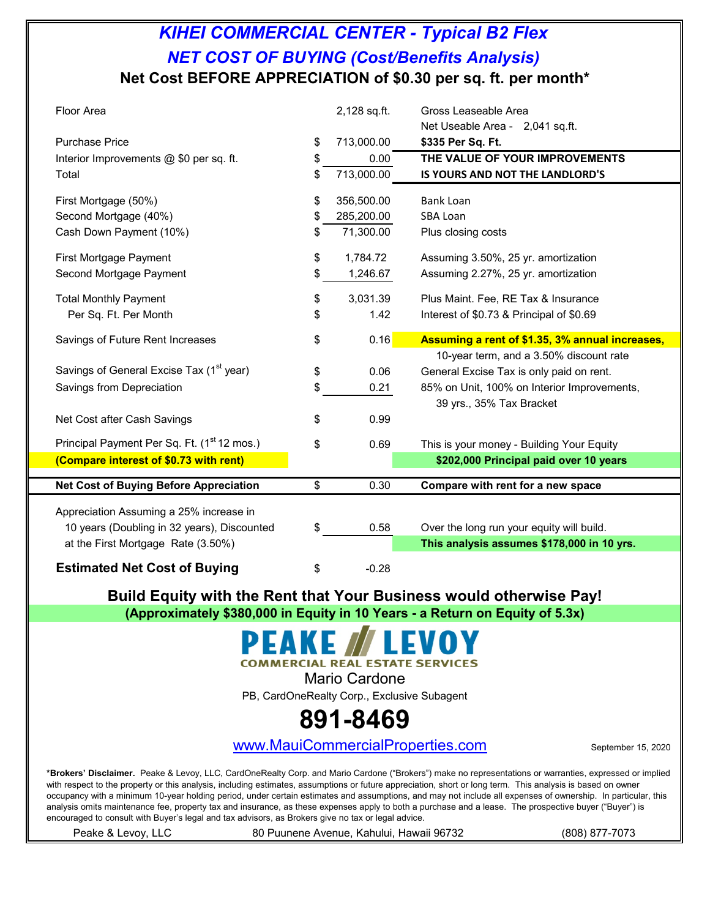# KIHEI COMMERCIAL CENTER - Typical B2 Flex

## NET COST OF BUYING (Cost/Benefits Analysis)

### Net Cost BEFORE APPRECIATION of $0.30 per sq. ft. per month*

| | | | |
|---|---|---|---|
| Floor Area | | 2,128 sq.ft. | Gross Leaseable Area<br>Net Useable Area - 2,041 sq.ft. |
| Purchase Price | $ | 713,000.00 | **$335 Per Sq. Ft.** |
| Interior Improvements @ $0 per sq. ft. | $ | 0.00 | **THE VALUE OF YOUR IMPROVEMENTS** |
| Total | $ | 713,000.00 | **IS YOURS AND NOT THE LANDLORD'S** |
| First Mortgage (50%) | $ | 356,500.00 | Bank Loan |
| Second Mortgage (40%) | $ | 285,200.00 | SBA Loan |
| Cash Down Payment (10%) | $ | 71,300.00 | Plus closing costs |
| First Mortgage Payment | $ | 1,784.72 | Assuming 3.50%, 25 yr. amortization |
| Second Mortgage Payment | $ | 1,246.67 | Assuming 2.27%, 25 yr. amortization |
| Total Monthly Payment | $ | 3,031.39 | Plus Maint. Fee, RE Tax & Insurance |
| Per Sq. Ft. Per Month | $ | 1.42 | Interest of $0.73 & Principal of $0.69 |
| Savings of Future Rent Increases | $ | 0.16 | **Assuming a rent of $1.35, 3% annual increases,** 10-year term, and a 3.50% discount rate |
| Savings of General Excise Tax (1st year) | $ | 0.06 | General Excise Tax is only paid on rent. |
| Savings from Depreciation | $ | 0.21 | 85% on Unit, 100% on Interior Improvements, 39 yrs., 35% Tax Bracket |
| Net Cost after Cash Savings | $ | 0.99 | |
| Principal Payment Per Sq. Ft. (1st 12 mos.) | $ | 0.69 | This is your money - Building Your Equity |
| **(Compare interest of $0.73 with rent)** | | | **$202,000 Principal paid over 10 years** |
| **Net Cost of Buying Before Appreciation** | $ | 0.30 | **Compare with rent for a new space** |
| Appreciation Assuming a 25% increase in 10 years (Doubling in 32 years), Discounted at the First Mortgage Rate (3.50%) | $ | 0.58 | Over the long run your equity will build.<br>**This analysis assumes $178,000 in 10 yrs.** |
| **Estimated Net Cost of Buying** | $ | -0.28 | |

**Build Equity with the Rent that Your Business would otherwise Pay!**

**(Approximately $380,000 in Equity in 10 Years - a Return on Equity of 5.3x)**

**PEAKE LEVOY**
COMMERCIAL REAL ESTATE SERVICES

Mario Cardone

PB, CardOneRealty Corp., Exclusive Subagent

**891-8469**

www.MauiCommercialProperties.com

September 15, 2020

**\*Brokers' Disclaimer.** Peake & Levoy, LLC, CardOneRealty Corp. and Mario Cardone ("Brokers") make no representations or warranties, expressed or implied with respect to the property or this analysis, including estimates, assumptions or future appreciation, short or long term. This analysis is based on owner occupancy with a minimum 10-year holding period, under certain estimates and assumptions, and may not include all expenses of ownership. In particular, this analysis omits maintenance fee, property tax and insurance, as these expenses apply to both a purchase and a lease. The prospective buyer ("Buyer") is encouraged to consult with Buyer's legal and tax advisors, as Brokers give no tax or legal advice.

Peake & Levoy, LLC | 80 Puunene Avenue, Kahului, Hawaii 96732 | (808) 877-7073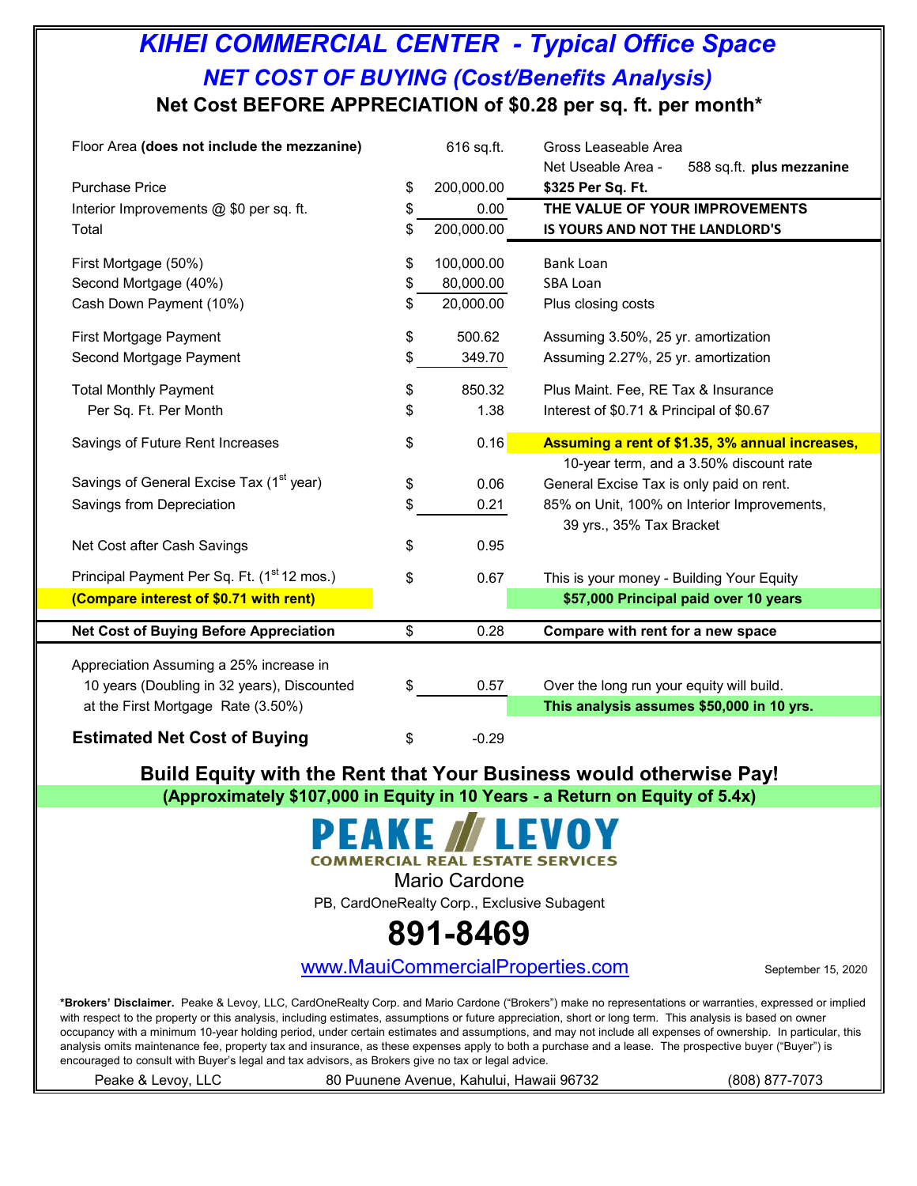# *KIHEI COMMERCIAL CENTER - Typical Office Space*

## *NET COST OF BUYING (Cost/Benefits Analysis)*

### Net Cost BEFORE APPRECIATION of $0.28 per sq. ft. per month*

| Item | | Amount | Notes |
|---|---|---|---|
| Floor Area **(does not include the mezzanine)** | | 616 sq.ft. | Gross Leaseable Area<br>Net Useable Area - 588 sq.ft. **plus mezzanine** |
| Purchase Price | $ | 200,000.00 | **$325 Per Sq. Ft.** |
| Interior Improvements @ $0 per sq. ft. | $ | 0.00 | **THE VALUE OF YOUR IMPROVEMENTS** |
| Total | $ | 200,000.00 | **IS YOURS AND NOT THE LANDLORD'S** |
| First Mortgage (50%) | $ | 100,000.00 | Bank Loan |
| Second Mortgage (40%) | $ | 80,000.00 | SBA Loan |
| Cash Down Payment (10%) | $ | 20,000.00 | Plus closing costs |
| First Mortgage Payment | $ | 500.62 | Assuming 3.50%, 25 yr. amortization |
| Second Mortgage Payment | $ | 349.70 | Assuming 2.27%, 25 yr. amortization |
| Total Monthly Payment | $ | 850.32 | Plus Maint. Fee, RE Tax & Insurance |
| Per Sq. Ft. Per Month | $ | 1.38 | Interest of $0.71 & Principal of $0.67 |
| Savings of Future Rent Increases | $ | 0.16 | **Assuming a rent of $1.35, 3% annual increases,** 10-year term, and a 3.50% discount rate |
| Savings of General Excise Tax (1st year) | $ | 0.06 | General Excise Tax is only paid on rent. |
| Savings from Depreciation | $ | 0.21 | 85% on Unit, 100% on Interior Improvements, 39 yrs., 35% Tax Bracket |
| Net Cost after Cash Savings | $ | 0.95 | |
| Principal Payment Per Sq. Ft. (1st 12 mos.) | $ | 0.67 | This is your money - Building Your Equity |
| **(Compare interest of $0.71 with rent)** | | | **$57,000 Principal paid over 10 years** |
| **Net Cost of Buying Before Appreciation** | $ | 0.28 | **Compare with rent for a new space** |
| Appreciation Assuming a 25% increase in 10 years (Doubling in 32 years), Discounted at the First Mortgage Rate (3.50%) | $ | 0.57 | Over the long run your equity will build.<br>**This analysis assumes $50,000 in 10 yrs.** |
| **Estimated Net Cost of Buying** | $ | -0.29 | |

### Build Equity with the Rent that Your Business would otherwise Pay!

**(Approximately $107,000 in Equity in 10 Years - a Return on Equity of 5.4x)**

**PEAKE LEVOY**
COMMERCIAL REAL ESTATE SERVICES

Mario Cardone

PB, CardOneRealty Corp., Exclusive Subagent

# 891-8469

www.MauiCommercialProperties.com

September 15, 2020

***Brokers' Disclaimer.** Peake & Levoy, LLC, CardOneRealty Corp. and Mario Cardone ("Brokers") make no representations or warranties, expressed or implied with respect to the property or this analysis, including estimates, assumptions or future appreciation, short or long term. This analysis is based on owner occupancy with a minimum 10-year holding period, under certain estimates and assumptions, and may not include all expenses of ownership. In particular, this analysis omits maintenance fee, property tax and insurance, as these expenses apply to both a purchase and a lease. The prospective buyer ("Buyer") is encouraged to consult with Buyer's legal and tax advisors, as Brokers give no tax or legal advice.

Peake & Levoy, LLC 80 Puunene Avenue, Kahului, Hawaii 96732 (808) 877-7073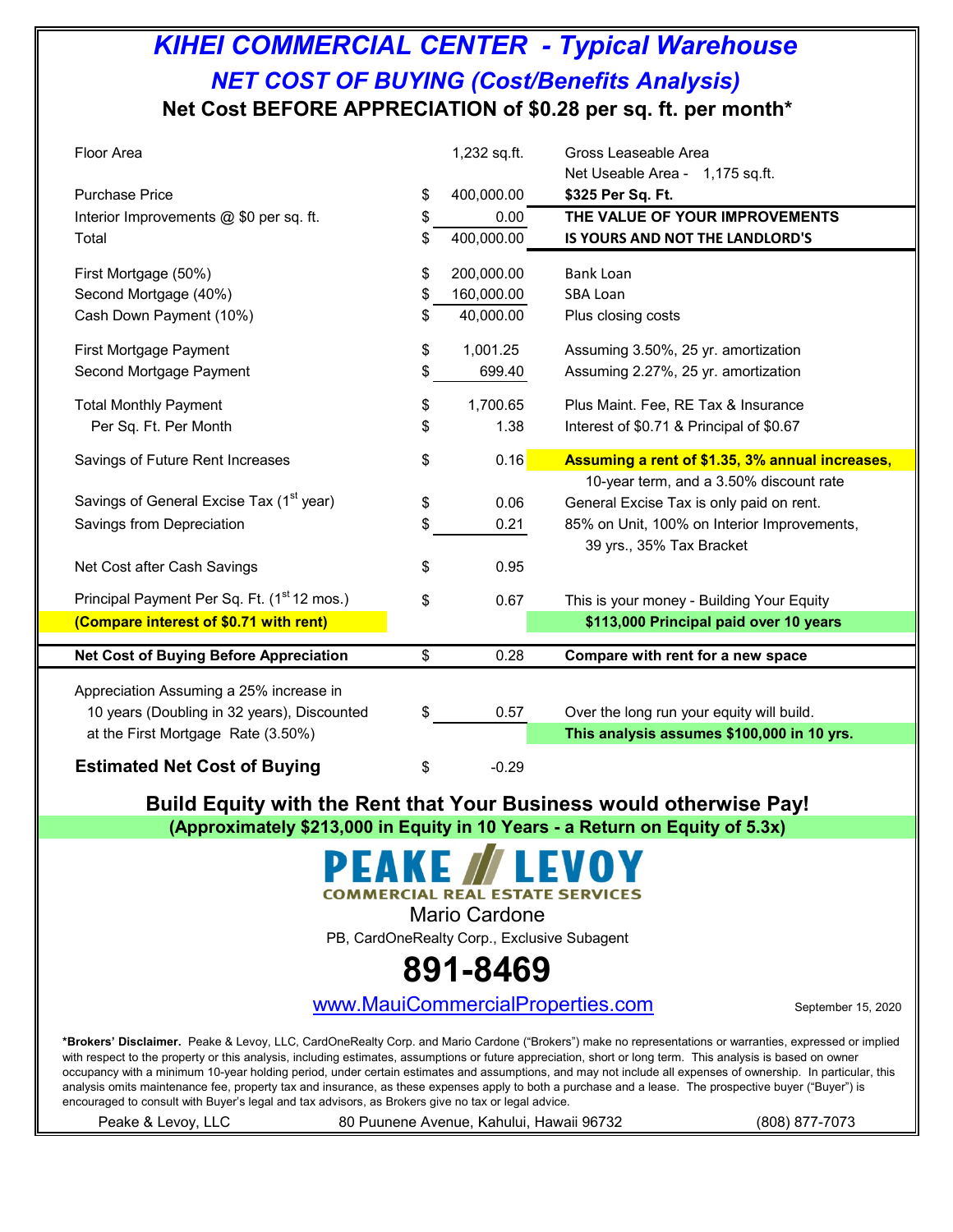# KIHEI COMMERCIAL CENTER - Typical Warehouse

## NET COST OF BUYING (Cost/Benefits Analysis)

### Net Cost BEFORE APPRECIATION of $0.28 per sq. ft. per month*

| | | | |
|---|---|---|---|
| Floor Area | | 1,232 sq.ft. | Gross Leaseable Area<br>Net Useable Area - 1,175 sq.ft. |
| Purchase Price | $ | 400,000.00 | **$325 Per Sq. Ft.** |
| Interior Improvements @ $0 per sq. ft. | $ | 0.00 | **THE VALUE OF YOUR IMPROVEMENTS** |
| Total | $ | 400,000.00 | **IS YOURS AND NOT THE LANDLORD'S** |
| First Mortgage (50%) | $ | 200,000.00 | Bank Loan |
| Second Mortgage (40%) | $ | 160,000.00 | SBA Loan |
| Cash Down Payment (10%) | $ | 40,000.00 | Plus closing costs |
| First Mortgage Payment | $ | 1,001.25 | Assuming 3.50%, 25 yr. amortization |
| Second Mortgage Payment | $ | 699.40 | Assuming 2.27%, 25 yr. amortization |
| Total Monthly Payment | $ | 1,700.65 | Plus Maint. Fee, RE Tax & Insurance |
| Per Sq. Ft. Per Month | $ | 1.38 | Interest of $0.71 & Principal of $0.67 |
| Savings of Future Rent Increases | $ | 0.16 | **Assuming a rent of $1.35, 3% annual increases,**<br>10-year term, and a 3.50% discount rate |
| Savings of General Excise Tax (1st year) | $ | 0.06 | General Excise Tax is only paid on rent. |
| Savings from Depreciation | $ | 0.21 | 85% on Unit, 100% on Interior Improvements,<br>39 yrs., 35% Tax Bracket |
| Net Cost after Cash Savings | $ | 0.95 | |
| Principal Payment Per Sq. Ft. (1st 12 mos.) | $ | 0.67 | This is your money - Building Your Equity |
| **(Compare interest of $0.71 with rent)** | | | **$113,000 Principal paid over 10 years** |
| **Net Cost of Buying Before Appreciation** | $ | 0.28 | **Compare with rent for a new space** |
| Appreciation Assuming a 25% increase in 10 years (Doubling in 32 years), Discounted at the First Mortgage Rate (3.50%) | $ | 0.57 | Over the long run your equity will build.<br>**This analysis assumes $100,000 in 10 yrs.** |
| **Estimated Net Cost of Buying** | $ | -0.29 | |

**Build Equity with the Rent that Your Business would otherwise Pay!**

**(Approximately $213,000 in Equity in 10 Years - a Return on Equity of 5.3x)**

**PEAKE LEVOY**
COMMERCIAL REAL ESTATE SERVICES

Mario Cardone

PB, CardOneRealty Corp., Exclusive Subagent

# 891-8469

www.MauiCommercialProperties.com

September 15, 2020

***Brokers' Disclaimer.** Peake & Levoy, LLC, CardOneRealty Corp. and Mario Cardone ("Brokers") make no representations or warranties, expressed or implied with respect to the property or this analysis, including estimates, assumptions or future appreciation, short or long term. This analysis is based on owner occupancy with a minimum 10-year holding period, under certain estimates and assumptions, and may not include all expenses of ownership. In particular, this analysis omits maintenance fee, property tax and insurance, as these expenses apply to both a purchase and a lease. The prospective buyer ("Buyer") is encouraged to consult with Buyer's legal and tax advisors, as Brokers give no tax or legal advice.

Peake & Levoy, LLC — 80 Puunene Avenue, Kahului, Hawaii 96732 — (808) 877-7073